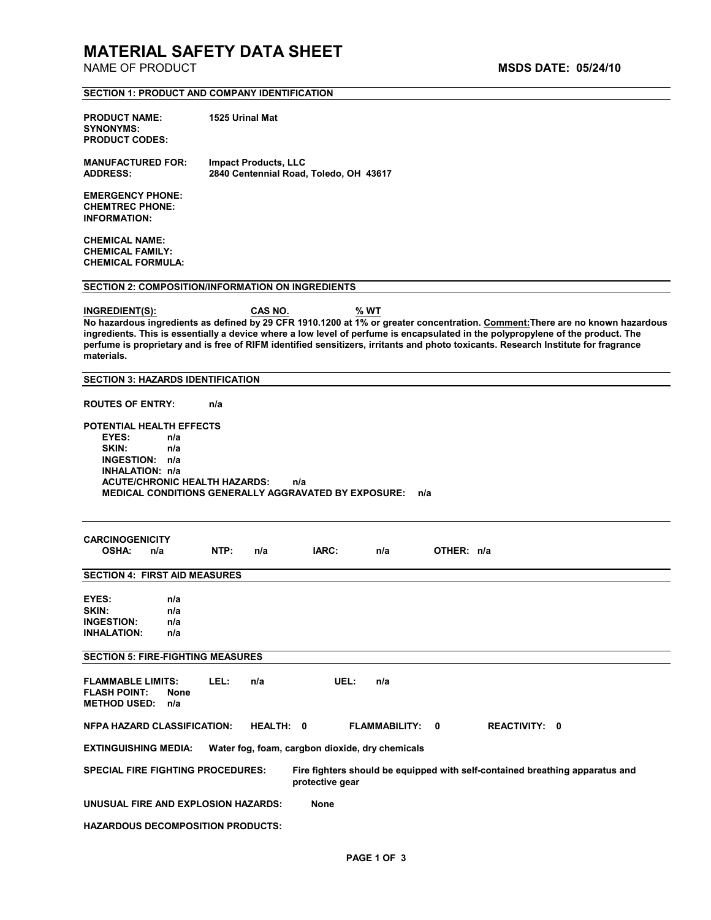# MATERIAL SAFETY DATA SHEET

NAME OF PRODUCT **MSDS DATE: 05/24/10**

## SECTION 1: PRODUCT AND COMPANY IDENTIFICATION

**PRODUCT NAME:** **1525 Urinal Mat**
**SYNONYMS:**
**PRODUCT CODES:**

**MANUFACTURED FOR:** **Impact Products, LLC**
**ADDRESS:** **2840 Centennial Road, Toledo, OH 43617**

**EMERGENCY PHONE:**
**CHEMTREC PHONE:**
**INFORMATION:**

**CHEMICAL NAME:**
**CHEMICAL FAMILY:**
**CHEMICAL FORMULA:**

## SECTION 2: COMPOSITION/INFORMATION ON INGREDIENTS

**INGREDIENT(S):** **CAS NO.** **% WT**

**No hazardous ingredients as defined by 29 CFR 1910.1200 at 1% or greater concentration. Comment: There are no known hazardous ingredients. This is essentially a device where a low level of perfume is encapsulated in the polypropylene of the product. The perfume is proprietary and is free of RIFM identified sensitizers, irritants and photo toxicants. Research Institute for fragrance materials.**

## SECTION 3: HAZARDS IDENTIFICATION

**ROUTES OF ENTRY:** n/a

**POTENTIAL HEALTH EFFECTS**
- **EYES:** n/a
- **SKIN:** n/a
- **INGESTION:** n/a
- **INHALATION:** n/a
- **ACUTE/CHRONIC HEALTH HAZARDS:** n/a
- **MEDICAL CONDITIONS GENERALLY AGGRAVATED BY EXPOSURE:** n/a

**CARCINOGENICITY**

**OSHA:** n/a **NTP:** n/a **IARC:** n/a **OTHER:** n/a

## SECTION 4: FIRST AID MEASURES

**EYES:** n/a
**SKIN:** n/a
**INGESTION:** n/a
**INHALATION:** n/a

## SECTION 5: FIRE-FIGHTING MEASURES

**FLAMMABLE LIMITS:** **LEL:** n/a **UEL:** n/a
**FLASH POINT:** None
**METHOD USED:** n/a

**NFPA HAZARD CLASSIFICATION:** **HEALTH: 0** **FLAMMABILITY: 0** **REACTIVITY: 0**

**EXTINGUISHING MEDIA:** **Water fog, foam, cargbon dioxide, dry chemicals**

**SPECIAL FIRE FIGHTING PROCEDURES:** **Fire fighters should be equipped with self-contained breathing apparatus and protective gear**

**UNUSUAL FIRE AND EXPLOSION HAZARDS:** **None**

**HAZARDOUS DECOMPOSITION PRODUCTS:**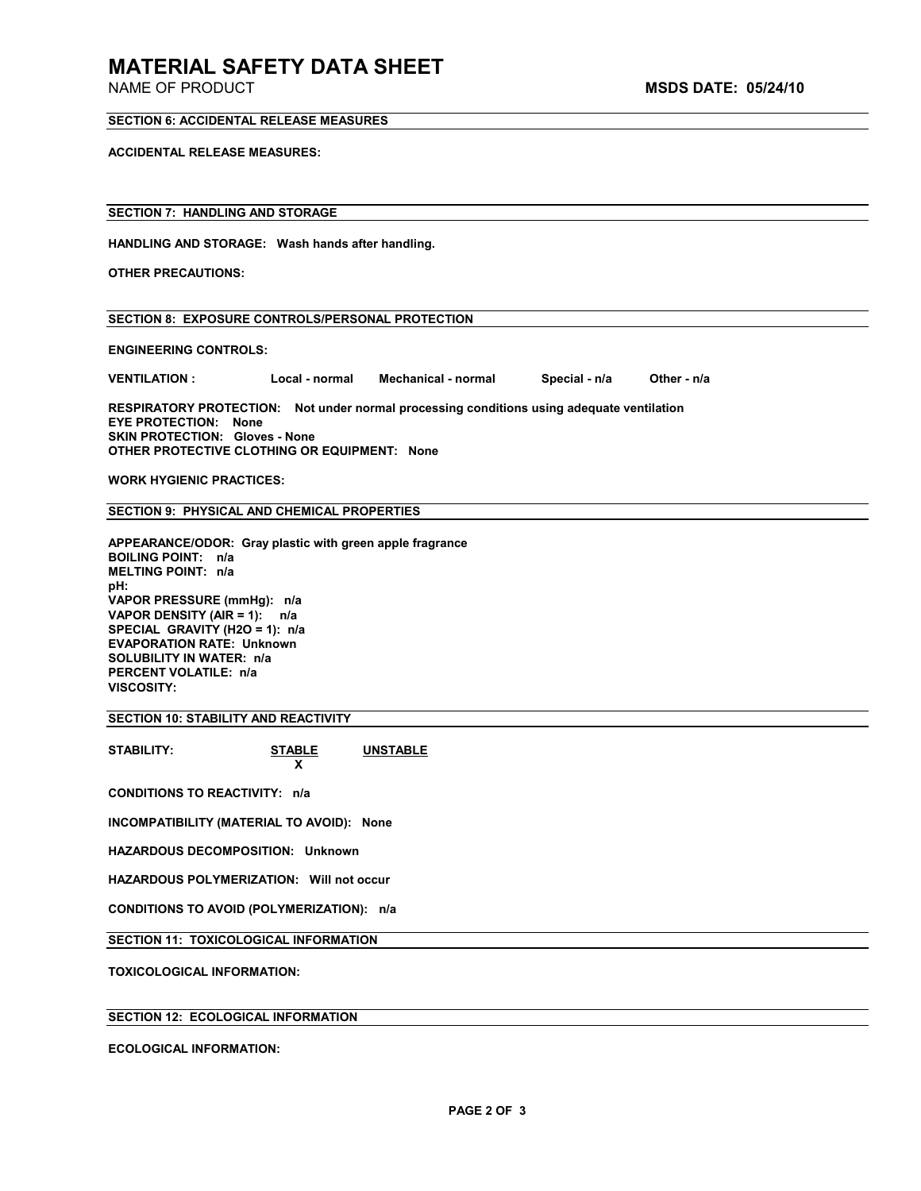# MATERIAL SAFETY DATA SHEET

NAME OF PRODUCT **MSDS DATE: 05/24/10**

## SECTION 6: ACCIDENTAL RELEASE MEASURES

**ACCIDENTAL RELEASE MEASURES:**

## SECTION 7: HANDLING AND STORAGE

**HANDLING AND STORAGE: Wash hands after handling.**

**OTHER PRECAUTIONS:**

## SECTION 8: EXPOSURE CONTROLS/PERSONAL PROTECTION

**ENGINEERING CONTROLS:**

**VENTILATION : Local - normal Mechanical - normal Special - n/a Other - n/a**

**RESPIRATORY PROTECTION: Not under normal processing conditions using adequate ventilation**
**EYE PROTECTION: None**
**SKIN PROTECTION: Gloves - None**
**OTHER PROTECTIVE CLOTHING OR EQUIPMENT: None**

**WORK HYGIENIC PRACTICES:**

## SECTION 9: PHYSICAL AND CHEMICAL PROPERTIES

**APPEARANCE/ODOR: Gray plastic with green apple fragrance**
**BOILING POINT: n/a**
**MELTING POINT: n/a**
**pH:**
**VAPOR PRESSURE (mmHg): n/a**
**VAPOR DENSITY (AIR = 1): n/a**
**SPECIAL GRAVITY (H2O = 1): n/a**
**EVAPORATION RATE: Unknown**
**SOLUBILITY IN WATER: n/a**
**PERCENT VOLATILE: n/a**
**VISCOSITY:**

## SECTION 10: STABILITY AND REACTIVITY

| STABILITY: | STABLE | UNSTABLE |
|---|---|---|
| | X | |

**CONDITIONS TO REACTIVITY: n/a**

**INCOMPATIBILITY (MATERIAL TO AVOID): None**

**HAZARDOUS DECOMPOSITION: Unknown**

**HAZARDOUS POLYMERIZATION: Will not occur**

**CONDITIONS TO AVOID (POLYMERIZATION): n/a**

## SECTION 11: TOXICOLOGICAL INFORMATION

**TOXICOLOGICAL INFORMATION:**

## SECTION 12: ECOLOGICAL INFORMATION

**ECOLOGICAL INFORMATION:**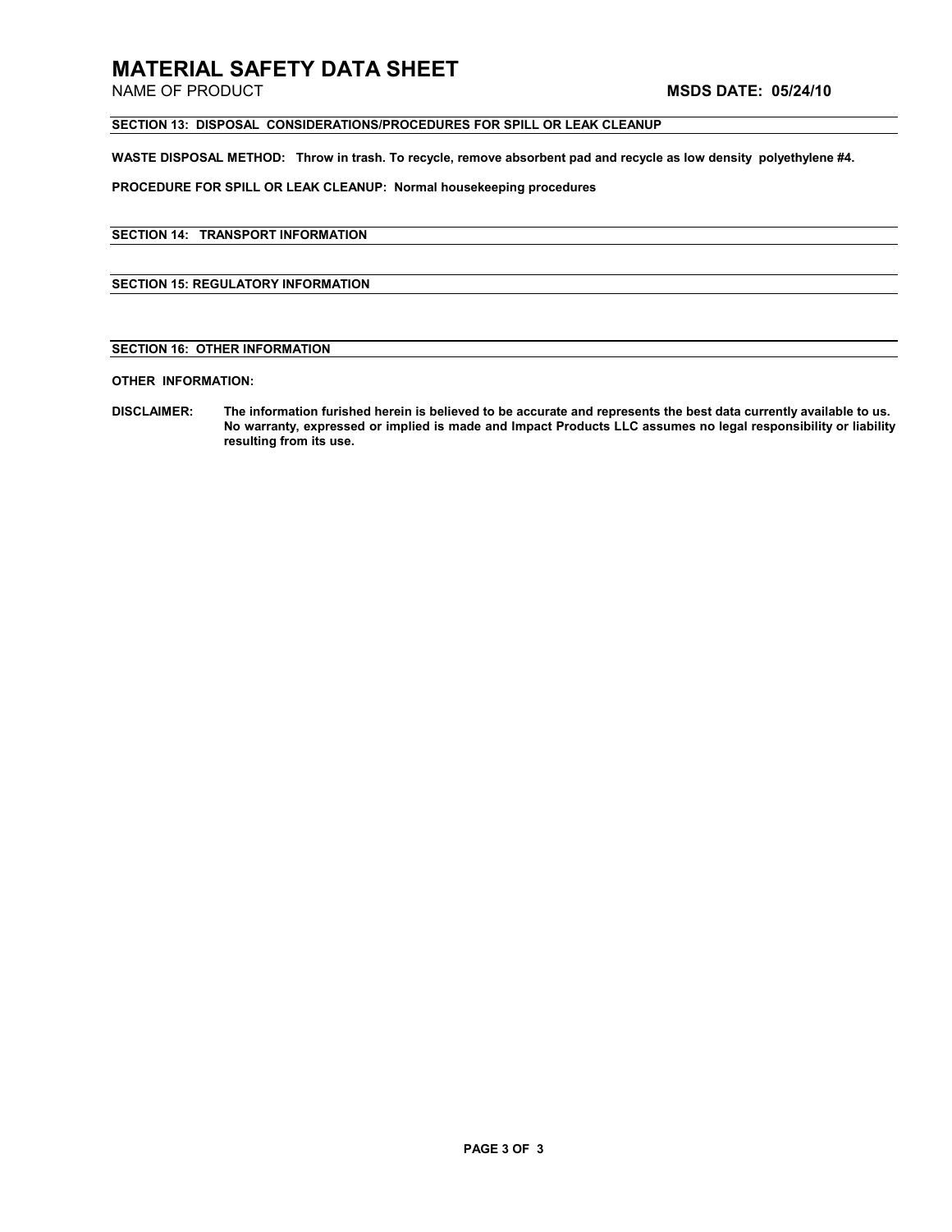## SECTION 13: DISPOSAL CONSIDERATIONS/PROCEDURES FOR SPILL OR LEAK CLEANUP

**WASTE DISPOSAL METHOD: Throw in trash. To recycle, remove absorbent pad and recycle as low density polyethylene #4.**

**PROCEDURE FOR SPILL OR LEAK CLEANUP: Normal housekeeping procedures**

## SECTION 14: TRANSPORT INFORMATION

## SECTION 15: REGULATORY INFORMATION

## SECTION 16: OTHER INFORMATION

**OTHER INFORMATION:**

**DISCLAIMER: The information furished herein is believed to be accurate and represents the best data currently available to us. No warranty, expressed or implied is made and Impact Products LLC assumes no legal responsibility or liability resulting from its use.**